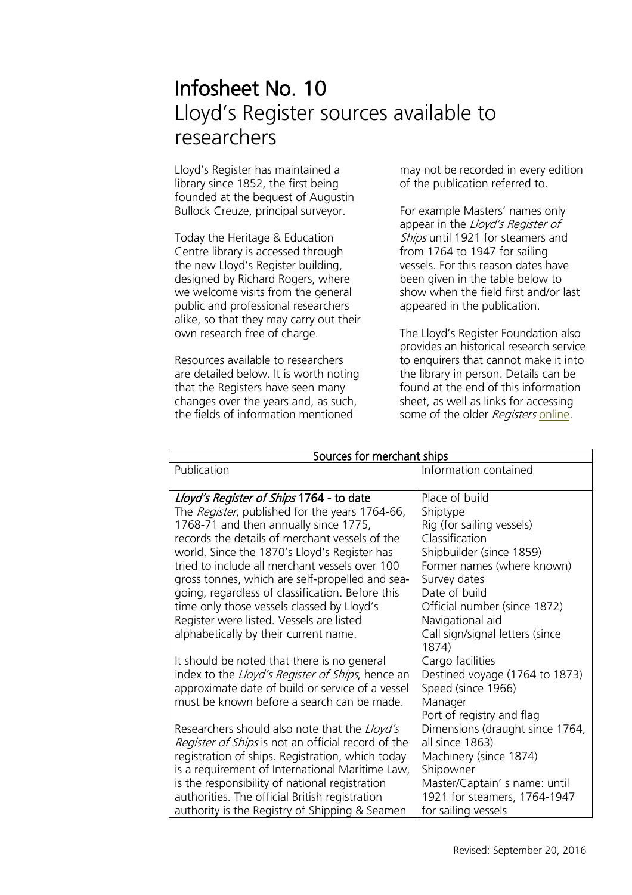# Infosheet No. 10

Lloyd's Register sources available to researchers

Lloyd's Register has maintained a library since 1852, the first being founded at the bequest of Augustin Bullock Creuze, principal surveyor.

Today the Heritage & Education Centre library is accessed through the new Lloyd's Register building, designed by Richard Rogers, where we welcome visits from the general public and professional researchers alike, so that they may carry out their own research free of charge.

Resources available to researchers are detailed below. It is worth noting that the Registers have seen many changes over the years and, as such, the fields of information mentioned may not be recorded in every edition of the publication referred to.

For example Masters' names only appear in the *Lloyd's Register of Ships* until 1921 for steamers and from 1764 to 1947 for sailing vessels. For this reason dates have been given in the table below to show when the field first and/or last appeared in the publication.

The Lloyd's Register Foundation also provides an historical research service to enquirers that cannot make it into the library in person. Details can be found at the end of this information sheet, as well as links for accessing some of the older *Registers* online.

| Sources for merchant ships | |
|---|---|
| Publication | Information contained |
| ***Lloyd's Register of Ships* 1764 - to date**<br>The *Register*, published for the years 1764-66, 1768-71 and then annually since 1775, records the details of merchant vessels of the world. Since the 1870's Lloyd's Register has tried to include all merchant vessels over 100 gross tonnes, which are self-propelled and sea-going, regardless of classification. Before this time only those vessels classed by Lloyd's Register were listed. Vessels are listed alphabetically by their current name.<br><br>It should be noted that there is no general index to the *Lloyd's Register of Ships*, hence an approximate date of build or service of a vessel must be known before a search can be made.<br><br>Researchers should also note that the *Lloyd's Register of Ships* is not an official record of the registration of ships. Registration, which today is a requirement of International Maritime Law, is the responsibility of national registration authorities. The official British registration authority is the Registry of Shipping & Seamen | Place of build<br>Shiptype<br>Rig (for sailing vessels)<br>Classification<br>Shipbuilder (since 1859)<br>Former names (where known)<br>Survey dates<br>Date of build<br>Official number (since 1872)<br>Navigational aid<br>Call sign/signal letters (since 1874)<br>Cargo facilities<br>Destined voyage (1764 to 1873)<br>Speed (since 1966)<br>Manager<br>Port of registry and flag<br>Dimensions (draught since 1764, all since 1863)<br>Machinery (since 1874)<br>Shipowner<br>Master/Captain' s name: until 1921 for steamers, 1764-1947 for sailing vessels |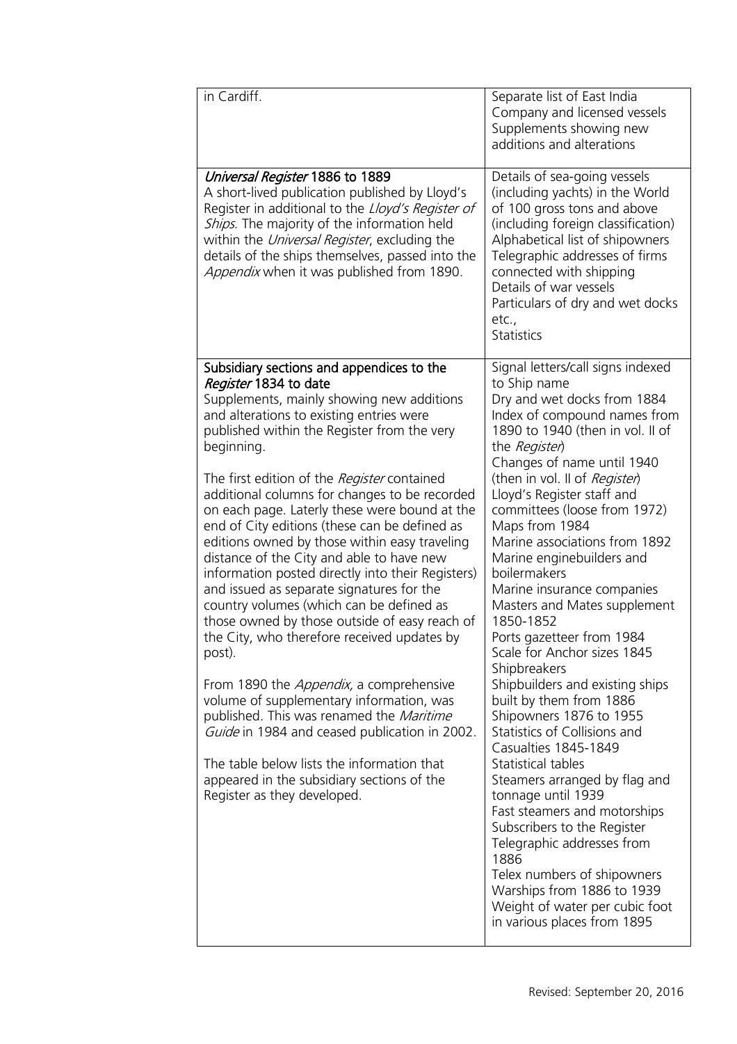| | |
|---|---|
| in Cardiff. | Separate list of East India Company and licensed vessels<br>Supplements showing new additions and alterations |
| ***Universal Register* 1886 to 1889**<br>A short-lived publication published by Lloyd's Register in additional to the *Lloyd's Register of Ships*. The majority of the information held within the *Universal Register*, excluding the details of the ships themselves, passed into the *Appendix* when it was published from 1890. | Details of sea-going vessels (including yachts) in the World of 100 gross tons and above (including foreign classification)<br>Alphabetical list of shipowners<br>Telegraphic addresses of firms connected with shipping<br>Details of war vessels<br>Particulars of dry and wet docks etc.,<br>Statistics |
| **Subsidiary sections and appendices to the *Register* 1834 to date**<br>Supplements, mainly showing new additions and alterations to existing entries were published within the Register from the very beginning.<br><br>The first edition of the *Register* contained additional columns for changes to be recorded on each page. Laterly these were bound at the end of City editions (these can be defined as editions owned by those within easy traveling distance of the City and able to have new information posted directly into their Registers) and issued as separate signatures for the country volumes (which can be defined as those owned by those outside of easy reach of the City, who therefore received updates by post).<br><br>From 1890 the *Appendix,* a comprehensive volume of supplementary information, was published. This was renamed the *Maritime Guide* in 1984 and ceased publication in 2002.<br><br>The table below lists the information that appeared in the subsidiary sections of the Register as they developed. | Signal letters/call signs indexed to Ship name<br>Dry and wet docks from 1884<br>Index of compound names from 1890 to 1940 (then in vol. II of the *Register*)<br>Changes of name until 1940 (then in vol. II of *Register*)<br>Lloyd's Register staff and committees (loose from 1972)<br>Maps from 1984<br>Marine associations from 1892<br>Marine enginebuilders and boilermakers<br>Marine insurance companies<br>Masters and Mates supplement 1850-1852<br>Ports gazetteer from 1984<br>Scale for Anchor sizes 1845<br>Shipbreakers<br>Shipbuilders and existing ships built by them from 1886<br>Shipowners 1876 to 1955<br>Statistics of Collisions and Casualties 1845-1849<br>Statistical tables<br>Steamers arranged by flag and tonnage until 1939<br>Fast steamers and motorships<br>Subscribers to the Register<br>Telegraphic addresses from 1886<br>Telex numbers of shipowners<br>Warships from 1886 to 1939<br>Weight of water per cubic foot in various places from 1895 |

Revised: September 20, 2016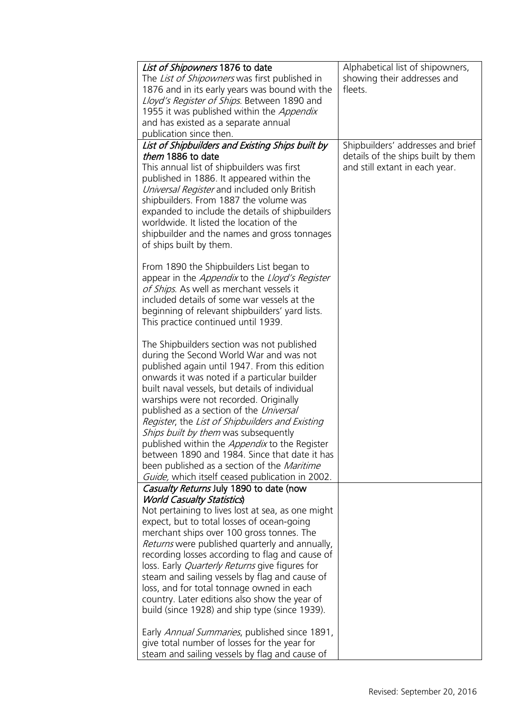| | |
|---|---|
| *List of Shipowners* 1876 to date<br>The *List of Shipowners* was first published in 1876 and in its early years was bound with the *Lloyd's Register of Ships*. Between 1890 and 1955 it was published within the *Appendix* and has existed as a separate annual publication since then. | Alphabetical list of shipowners, showing their addresses and fleets. |
| *List of Shipbuilders and Existing Ships built by them* 1886 to date<br>This annual list of shipbuilders was first published in 1886. It appeared within the *Universal Register* and included only British shipbuilders. From 1887 the volume was expanded to include the details of shipbuilders worldwide. It listed the location of the shipbuilder and the names and gross tonnages of ships built by them.<br><br>From 1890 the Shipbuilders List began to appear in the *Appendix* to the *Lloyd's Register of Ships*. As well as merchant vessels it included details of some war vessels at the beginning of relevant shipbuilders' yard lists. This practice continued until 1939.<br><br>The Shipbuilders section was not published during the Second World War and was not published again until 1947. From this edition onwards it was noted if a particular builder built naval vessels, but details of individual warships were not recorded. Originally published as a section of the *Universal Register*, the *List of Shipbuilders and Existing Ships built by them* was subsequently published within the *Appendix* to the Register between 1890 and 1984. Since that date it has been published as a section of the *Maritime Guide*, which itself ceased publication in 2002. | Shipbuilders' addresses and brief details of the ships built by them and still extant in each year. |
| *Casualty Returns* July 1890 to date (now *World Casualty Statistics*)<br>Not pertaining to lives lost at sea, as one might expect, but to total losses of ocean-going merchant ships over 100 gross tonnes. The *Returns* were published quarterly and annually, recording losses according to flag and cause of loss. Early *Quarterly Returns* give figures for steam and sailing vessels by flag and cause of loss, and for total tonnage owned in each country. Later editions also show the year of build (since 1928) and ship type (since 1939).<br><br>Early *Annual Summaries*, published since 1891, give total number of losses for the year for steam and sailing vessels by flag and cause of | |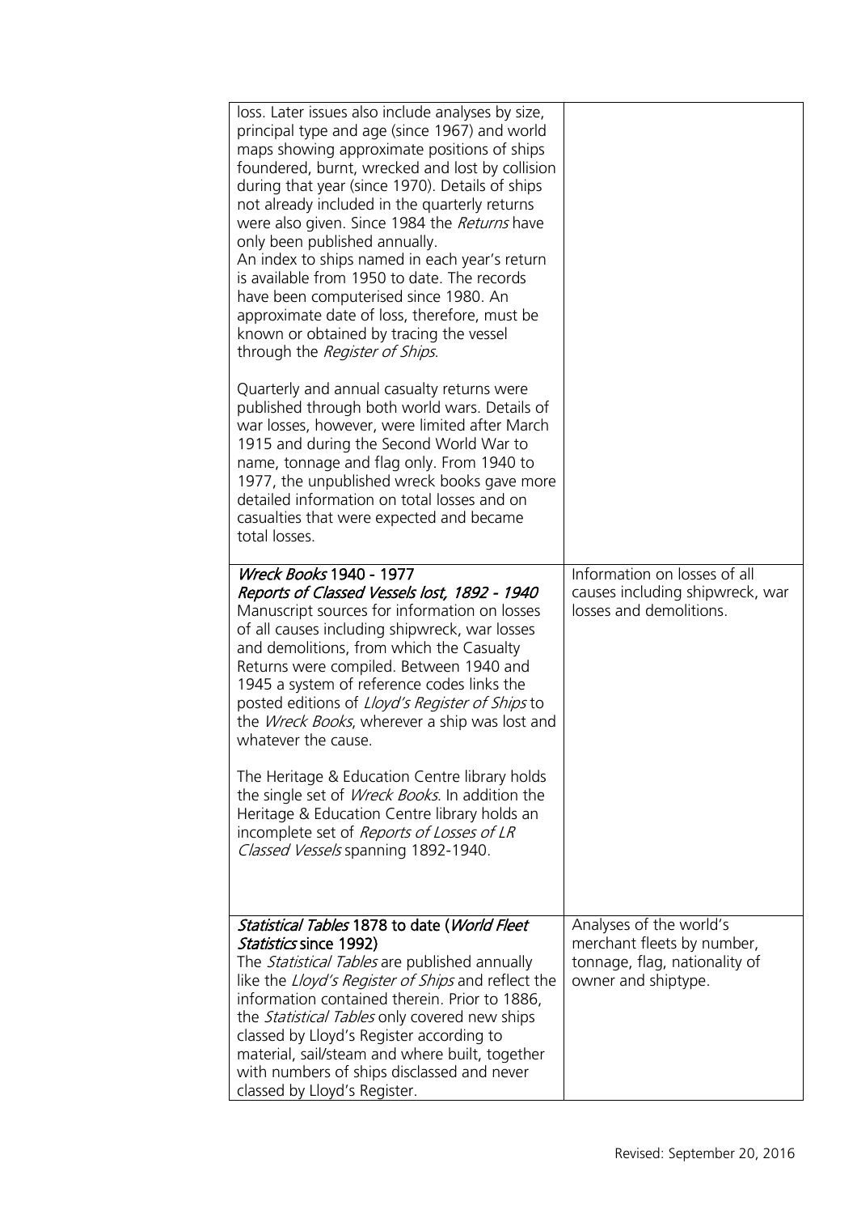| | |
|---|---|
| loss. Later issues also include analyses by size, principal type and age (since 1967) and world maps showing approximate positions of ships foundered, burnt, wrecked and lost by collision during that year (since 1970). Details of ships not already included in the quarterly returns were also given. Since 1984 the *Returns* have only been published annually.<br>An index to ships named in each year's return is available from 1950 to date. The records have been computerised since 1980. An approximate date of loss, therefore, must be known or obtained by tracing the vessel through the *Register of Ships*.<br><br>Quarterly and annual casualty returns were published through both world wars. Details of war losses, however, were limited after March 1915 and during the Second World War to name, tonnage and flag only. From 1940 to 1977, the unpublished wreck books gave more detailed information on total losses and on casualties that were expected and became total losses. | |
| *Wreck Books* 1940 - 1977<br>*Reports of Classed Vessels lost, 1892 - 1940*<br>Manuscript sources for information on losses of all causes including shipwreck, war losses and demolitions, from which the Casualty Returns were compiled. Between 1940 and 1945 a system of reference codes links the posted editions of *Lloyd's Register of Ships* to the *Wreck Books*, wherever a ship was lost and whatever the cause.<br><br>The Heritage & Education Centre library holds the single set of *Wreck Books*. In addition the Heritage & Education Centre library holds an incomplete set of *Reports of Losses of LR Classed Vessels* spanning 1892-1940. | Information on losses of all causes including shipwreck, war losses and demolitions. |
| *Statistical Tables* 1878 to date (*World Fleet Statistics* since 1992)<br>The *Statistical Tables* are published annually like the *Lloyd's Register of Ships* and reflect the information contained therein. Prior to 1886, the *Statistical Tables* only covered new ships classed by Lloyd's Register according to material, sail/steam and where built, together with numbers of ships disclassed and never classed by Lloyd's Register. | Analyses of the world's merchant fleets by number, tonnage, flag, nationality of owner and shiptype. |

Revised: September 20, 2016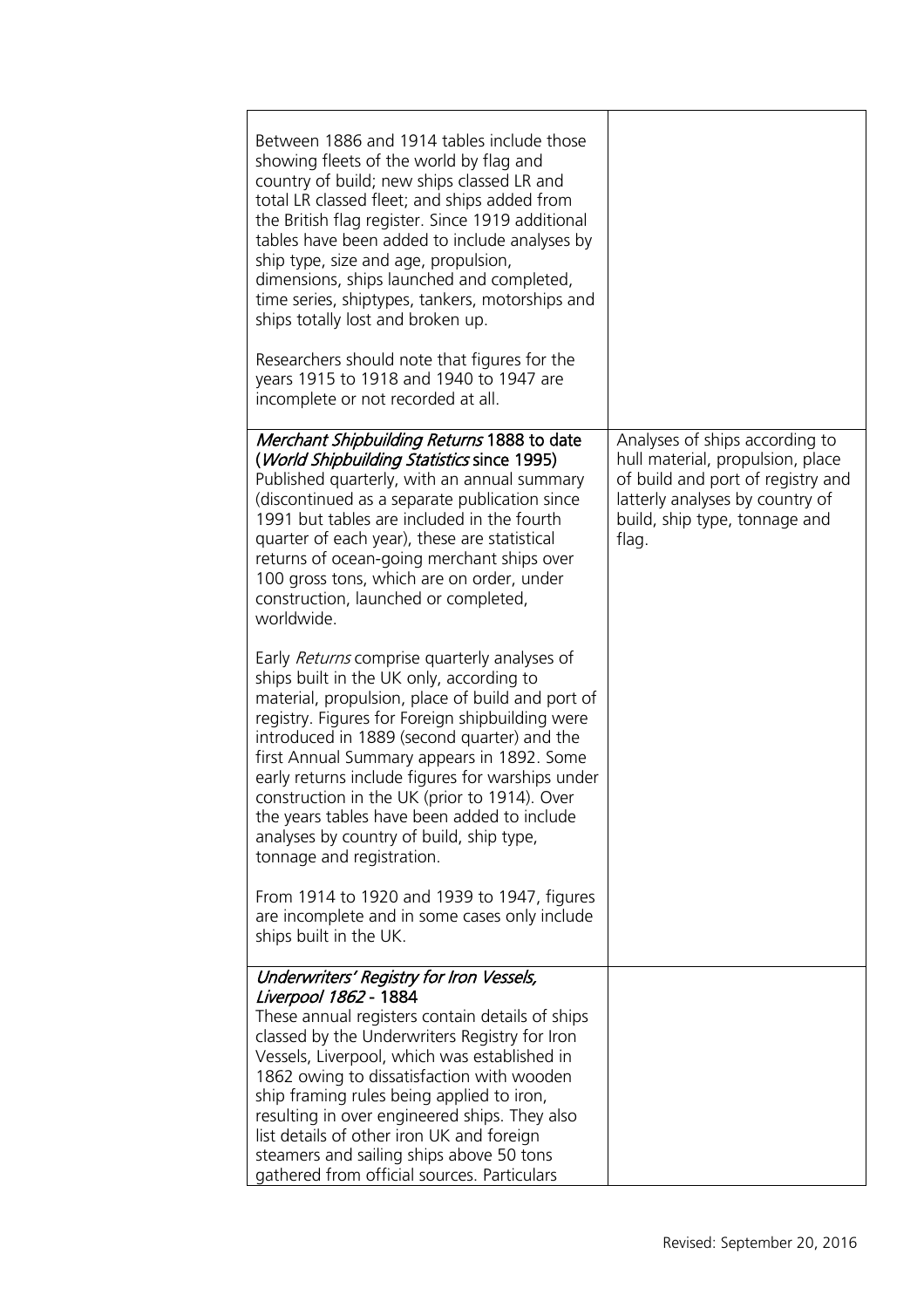| | |
|---|---|
| Between 1886 and 1914 tables include those showing fleets of the world by flag and country of build; new ships classed LR and total LR classed fleet; and ships added from the British flag register. Since 1919 additional tables have been added to include analyses by ship type, size and age, propulsion, dimensions, ships launched and completed, time series, shiptypes, tankers, motorships and ships totally lost and broken up.<br><br>Researchers should note that figures for the years 1915 to 1918 and 1940 to 1947 are incomplete or not recorded at all. | |
| *Merchant Shipbuilding Returns* 1888 to date (*World Shipbuilding Statistics* since 1995)<br>Published quarterly, with an annual summary (discontinued as a separate publication since 1991 but tables are included in the fourth quarter of each year), these are statistical returns of ocean-going merchant ships over 100 gross tons, which are on order, under construction, launched or completed, worldwide.<br><br>Early *Returns* comprise quarterly analyses of ships built in the UK only, according to material, propulsion, place of build and port of registry. Figures for Foreign shipbuilding were introduced in 1889 (second quarter) and the first Annual Summary appears in 1892. Some early returns include figures for warships under construction in the UK (prior to 1914). Over the years tables have been added to include analyses by country of build, ship type, tonnage and registration.<br><br>From 1914 to 1920 and 1939 to 1947, figures are incomplete and in some cases only include ships built in the UK. | Analyses of ships according to hull material, propulsion, place of build and port of registry and latterly analyses by country of build, ship type, tonnage and flag. |
| *Underwriters' Registry for Iron Vessels, Liverpool 1862* - 1884<br>These annual registers contain details of ships classed by the Underwriters Registry for Iron Vessels, Liverpool, which was established in 1862 owing to dissatisfaction with wooden ship framing rules being applied to iron, resulting in over engineered ships. They also list details of other iron UK and foreign steamers and sailing ships above 50 tons gathered from official sources. Particulars | |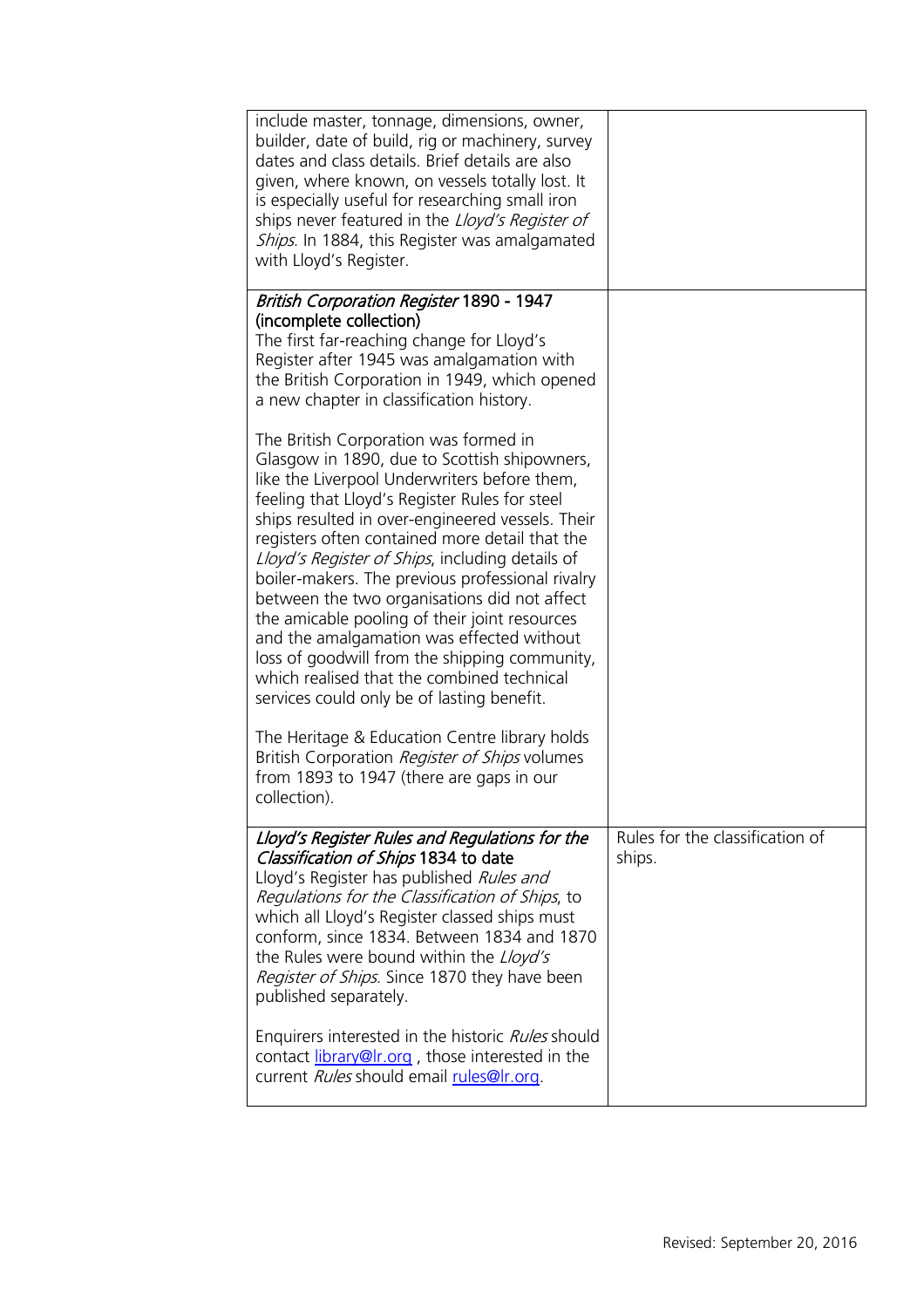| | |
|---|---|
| include master, tonnage, dimensions, owner, builder, date of build, rig or machinery, survey dates and class details. Brief details are also given, where known, on vessels totally lost. It is especially useful for researching small iron ships never featured in the *Lloyd's Register of Ships*. In 1884, this Register was amalgamated with Lloyd's Register. | |
| *British Corporation Register* 1890 - 1947 (incomplete collection)<br>The first far-reaching change for Lloyd's Register after 1945 was amalgamation with the British Corporation in 1949, which opened a new chapter in classification history.<br><br>The British Corporation was formed in Glasgow in 1890, due to Scottish shipowners, like the Liverpool Underwriters before them, feeling that Lloyd's Register Rules for steel ships resulted in over-engineered vessels. Their registers often contained more detail that the *Lloyd's Register of Ships*, including details of boiler-makers. The previous professional rivalry between the two organisations did not affect the amicable pooling of their joint resources and the amalgamation was effected without loss of goodwill from the shipping community, which realised that the combined technical services could only be of lasting benefit.<br><br>The Heritage & Education Centre library holds British Corporation *Register of Ships* volumes from 1893 to 1947 (there are gaps in our collection). | |
| *Lloyd's Register Rules and Regulations for the Classification of Ships* 1834 to date<br>Lloyd's Register has published *Rules and Regulations for the Classification of Ships*, to which all Lloyd's Register classed ships must conform, since 1834. Between 1834 and 1870 the Rules were bound within the *Lloyd's Register of Ships*. Since 1870 they have been published separately.<br><br>Enquirers interested in the historic *Rules* should contact library@lr.org , those interested in the current *Rules* should email rules@lr.org. | Rules for the classification of ships. |

Revised: September 20, 2016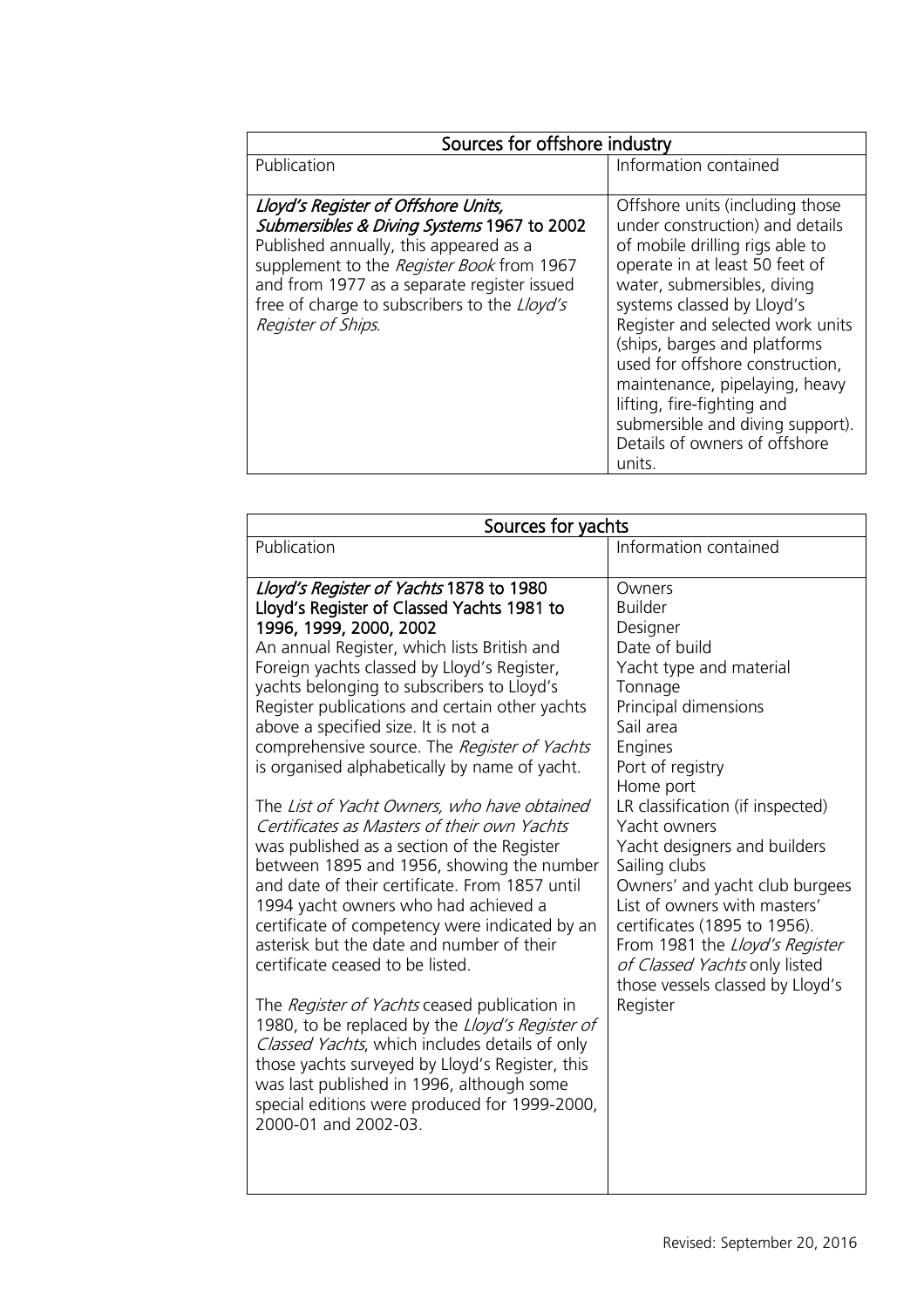| Sources for offshore industry | |
|---|---|
| Publication | Information contained |
| *Lloyd's Register of Offshore Units, Submersibles & Diving Systems* 1967 to 2002<br>Published annually, this appeared as a supplement to the *Register Book* from 1967 and from 1977 as a separate register issued free of charge to subscribers to the *Lloyd's Register of Ships*. | Offshore units (including those under construction) and details of mobile drilling rigs able to operate in at least 50 feet of water, submersibles, diving systems classed by Lloyd's Register and selected work units (ships, barges and platforms used for offshore construction, maintenance, pipelaying, heavy lifting, fire-fighting and submersible and diving support).<br>Details of owners of offshore units. |

| Sources for yachts | |
|---|---|
| Publication | Information contained |
| *Lloyd's Register of Yachts* 1878 to 1980<br>Lloyd's Register of Classed Yachts 1981 to 1996, 1999, 2000, 2002<br>An annual Register, which lists British and Foreign yachts classed by Lloyd's Register, yachts belonging to subscribers to Lloyd's Register publications and certain other yachts above a specified size. It is not a comprehensive source. The *Register of Yachts* is organised alphabetically by name of yacht.<br><br>The *List of Yacht Owners, who have obtained Certificates as Masters of their own Yachts* was published as a section of the Register between 1895 and 1956, showing the number and date of their certificate. From 1857 until 1994 yacht owners who had achieved a certificate of competency were indicated by an asterisk but the date and number of their certificate ceased to be listed.<br><br>The *Register of Yachts* ceased publication in 1980, to be replaced by the *Lloyd's Register of Classed Yachts*, which includes details of only those yachts surveyed by Lloyd's Register, this was last published in 1996, although some special editions were produced for 1999-2000, 2000-01 and 2002-03. | Owners<br>Builder<br>Designer<br>Date of build<br>Yacht type and material<br>Tonnage<br>Principal dimensions<br>Sail area<br>Engines<br>Port of registry<br>Home port<br>LR classification (if inspected)<br>Yacht owners<br>Yacht designers and builders<br>Sailing clubs<br>Owners' and yacht club burgees<br>List of owners with masters' certificates (1895 to 1956).<br>From 1981 the *Lloyd's Register of Classed Yachts* only listed those vessels classed by Lloyd's Register |

Revised: September 20, 2016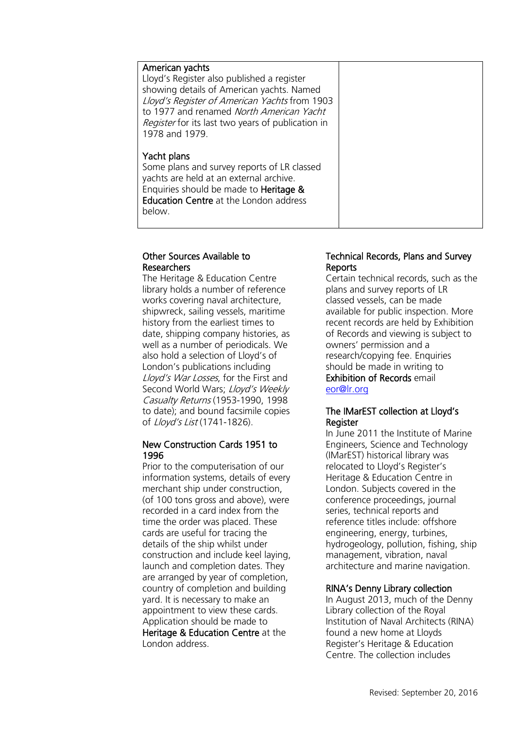| American yachts<br>Lloyd's Register also published a register showing details of American yachts. Named *Lloyd's Register of American Yachts* from 1903 to 1977 and renamed *North American Yacht Register* for its last two years of publication in 1978 and 1979.<br><br>Yacht plans<br>Some plans and survey reports of LR classed yachts are held at an external archive. Enquiries should be made to **Heritage & Education Centre** at the London address below. | |
| --- | --- |

### Other Sources Available to Researchers

The Heritage & Education Centre library holds a number of reference works covering naval architecture, shipwreck, sailing vessels, maritime history from the earliest times to date, shipping company histories, as well as a number of periodicals. We also hold a selection of Lloyd's of London's publications including *Lloyd's War Losses*, for the First and Second World Wars; *Lloyd's Weekly Casualty Returns* (1953-1990, 1998 to date); and bound facsimile copies of *Lloyd's List* (1741-1826).

### New Construction Cards 1951 to 1996

Prior to the computerisation of our information systems, details of every merchant ship under construction, (of 100 tons gross and above), were recorded in a card index from the time the order was placed. These cards are useful for tracing the details of the ship whilst under construction and include keel laying, launch and completion dates. They are arranged by year of completion, country of completion and building yard. It is necessary to make an appointment to view these cards. Application should be made to **Heritage & Education Centre** at the London address.

### Technical Records, Plans and Survey Reports

Certain technical records, such as the plans and survey reports of LR classed vessels, can be made available for public inspection. More recent records are held by Exhibition of Records and viewing is subject to owners' permission and a research/copying fee. Enquiries should be made in writing to **Exhibition of Records** email eor@lr.org

### The IMarEST collection at Lloyd's Register

In June 2011 the Institute of Marine Engineers, Science and Technology (IMarEST) historical library was relocated to Lloyd's Register's Heritage & Education Centre in London. Subjects covered in the conference proceedings, journal series, technical reports and reference titles include: offshore engineering, energy, turbines, hydrogeology, pollution, fishing, ship management, vibration, naval architecture and marine navigation.

### RINA's Denny Library collection

In August 2013, much of the Denny Library collection of the Royal Institution of Naval Architects (RINA) found a new home at Lloyds Register's Heritage & Education Centre. The collection includes

Revised: September 20, 2016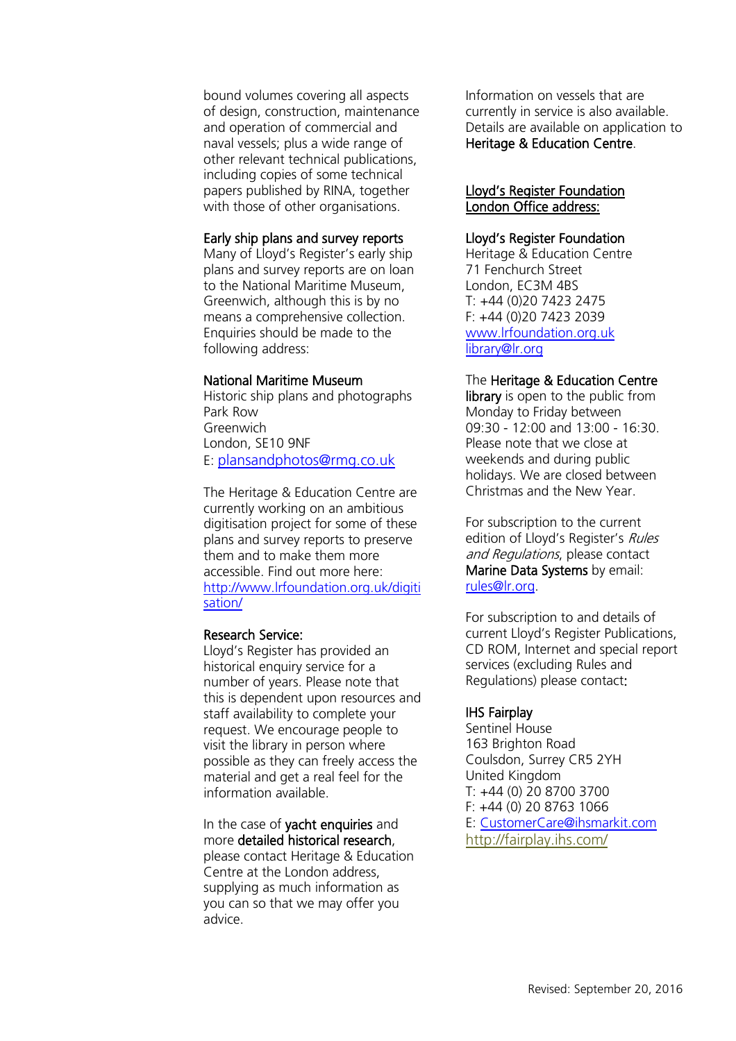bound volumes covering all aspects of design, construction, maintenance and operation of commercial and naval vessels; plus a wide range of other relevant technical publications, including copies of some technical papers published by RINA, together with those of other organisations.

**Early ship plans and survey reports**
Many of Lloyd's Register's early ship plans and survey reports are on loan to the National Maritime Museum, Greenwich, although this is by no means a comprehensive collection. Enquiries should be made to the following address:

**National Maritime Museum**
Historic ship plans and photographs
Park Row
Greenwich
London, SE10 9NF
E: plansandphotos@rmg.co.uk

The Heritage & Education Centre are currently working on an ambitious digitisation project for some of these plans and survey reports to preserve them and to make them more accessible. Find out more here: http://www.lrfoundation.org.uk/digitisation/

**Research Service:**
Lloyd's Register has provided an historical enquiry service for a number of years. Please note that this is dependent upon resources and staff availability to complete your request. We encourage people to visit the library in person where possible as they can freely access the material and get a real feel for the information available.

In the case of **yacht enquiries** and more **detailed historical research**, please contact Heritage & Education Centre at the London address, supplying as much information as you can so that we may offer you advice.

Information on vessels that are currently in service is also available. Details are available on application to **Heritage & Education Centre**.

**Lloyd's Register Foundation London Office address:**

**Lloyd's Register Foundation**
Heritage & Education Centre
71 Fenchurch Street
London, EC3M 4BS
T: +44 (0)20 7423 2475
F: +44 (0)20 7423 2039
www.lrfoundation.org.uk
library@lr.org

The **Heritage & Education Centre library** is open to the public from Monday to Friday between 09:30 - 12:00 and 13:00 - 16:30. Please note that we close at weekends and during public holidays. We are closed between Christmas and the New Year.

For subscription to the current edition of Lloyd's Register's *Rules and Regulations*, please contact **Marine Data Systems** by email: rules@lr.org.

For subscription to and details of current Lloyd's Register Publications, CD ROM, Internet and special report services (excluding Rules and Regulations) please contact:

**IHS Fairplay**
Sentinel House
163 Brighton Road
Coulsdon, Surrey CR5 2YH
United Kingdom
T: +44 (0) 20 8700 3700
F: +44 (0) 20 8763 1066
E: CustomerCare@ihsmarkit.com
http://fairplay.ihs.com/

Revised: September 20, 2016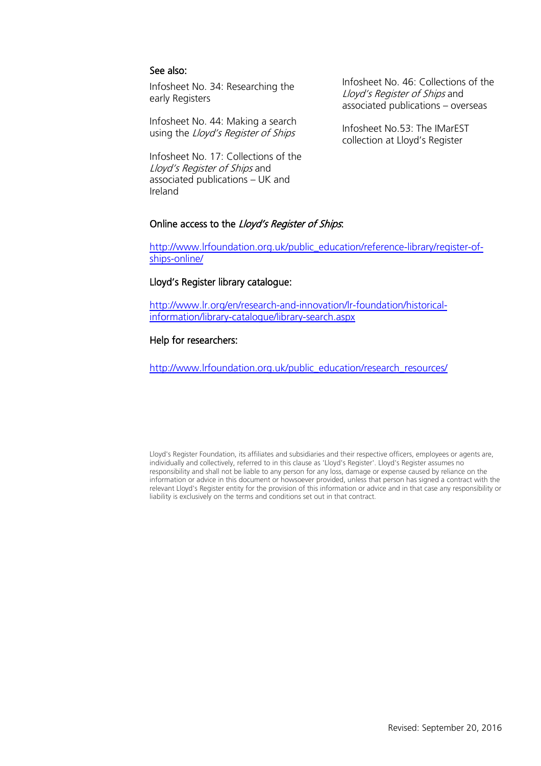### See also:

Infosheet No. 34: Researching the early Registers

Infosheet No. 44: Making a search using the *Lloyd's Register of Ships*

Infosheet No. 17: Collections of the *Lloyd's Register of Ships* and associated publications – UK and Ireland

Infosheet No. 46: Collections of the *Lloyd's Register of Ships* and associated publications – overseas

Infosheet No.53: The IMarEST collection at Lloyd's Register

### Online access to the *Lloyd's Register of Ships*:

http://www.lrfoundation.org.uk/public_education/reference-library/register-of-ships-online/

### Lloyd's Register library catalogue:

http://www.lr.org/en/research-and-innovation/lr-foundation/historical-information/library-catalogue/library-search.aspx

### Help for researchers:

http://www.lrfoundation.org.uk/public_education/research_resources/

Lloyd's Register Foundation, its affiliates and subsidiaries and their respective officers, employees or agents are, individually and collectively, referred to in this clause as 'Lloyd's Register'. Lloyd's Register assumes no responsibility and shall not be liable to any person for any loss, damage or expense caused by reliance on the information or advice in this document or howsoever provided, unless that person has signed a contract with the relevant Lloyd's Register entity for the provision of this information or advice and in that case any responsibility or liability is exclusively on the terms and conditions set out in that contract.

Revised: September 20, 2016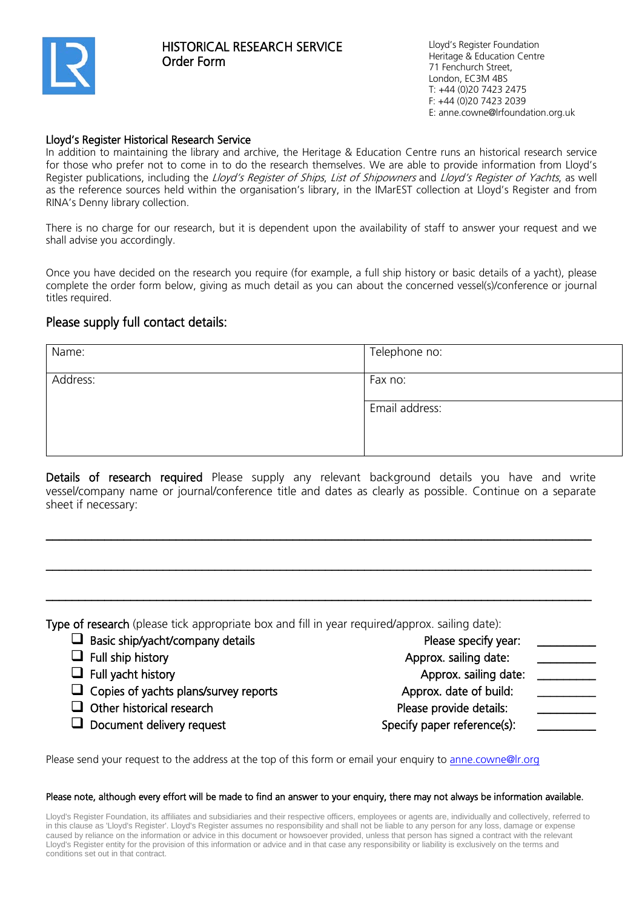# HISTORICAL RESEARCH SERVICE
## Order Form

Lloyd's Register Foundation
Heritage & Education Centre
71 Fenchurch Street,
London, EC3M 4BS
T: +44 (0)20 7423 2475
F: +44 (0)20 7423 2039
E: anne.cowne@lrfoundation.org.uk

### Lloyd's Register Historical Research Service

In addition to maintaining the library and archive, the Heritage & Education Centre runs an historical research service for those who prefer not to come in to do the research themselves. We are able to provide information from Lloyd's Register publications, including the *Lloyd's Register of Ships*, *List of Shipowners* and *Lloyd's Register of Yachts*, as well as the reference sources held within the organisation's library, in the IMarEST collection at Lloyd's Register and from RINA's Denny library collection.

There is no charge for our research, but it is dependent upon the availability of staff to answer your request and we shall advise you accordingly.

Once you have decided on the research you require (for example, a full ship history or basic details of a yacht), please complete the order form below, giving as much detail as you can about the concerned vessel(s)/conference or journal titles required.

### Please supply full contact details:

| | |
|---|---|
| Name: | Telephone no: |
| Address: | Fax no: |
| | Email address: |

**Details of research required** Please supply any relevant background details you have and write vessel/company name or journal/conference title and dates as clearly as possible. Continue on a separate sheet if necessary:

\_\_\_\_\_\_\_\_\_\_\_\_\_\_\_\_\_\_\_\_\_\_\_\_\_\_\_\_\_\_\_\_\_\_\_\_\_\_\_\_\_\_\_\_\_\_\_\_\_\_\_\_\_\_\_\_\_\_\_\_

\_\_\_\_\_\_\_\_\_\_\_\_\_\_\_\_\_\_\_\_\_\_\_\_\_\_\_\_\_\_\_\_\_\_\_\_\_\_\_\_\_\_\_\_\_\_\_\_\_\_\_\_\_\_\_\_\_\_\_\_

\_\_\_\_\_\_\_\_\_\_\_\_\_\_\_\_\_\_\_\_\_\_\_\_\_\_\_\_\_\_\_\_\_\_\_\_\_\_\_\_\_\_\_\_\_\_\_\_\_\_\_\_\_\_\_\_\_\_\_\_

**Type of research** (please tick appropriate box and fill in year required/approx. sailing date):

- ☐ Basic ship/yacht/company details — Please specify year: \_\_\_\_\_\_\_\_\_\_
- ☐ Full ship history — Approx. sailing date: \_\_\_\_\_\_\_\_\_\_
- ☐ Full yacht history — Approx. sailing date: \_\_\_\_\_\_\_\_\_\_
- ☐ Copies of yachts plans/survey reports — Approx. date of build: \_\_\_\_\_\_\_\_\_\_
- ☐ Other historical research — Please provide details: \_\_\_\_\_\_\_\_\_\_
- ☐ Document delivery request — Specify paper reference(s): \_\_\_\_\_\_\_\_\_\_

Please send your request to the address at the top of this form or email your enquiry to anne.cowne@lr.org

Please note, although every effort will be made to find an answer to your enquiry, there may not always be information available.

Lloyd's Register Foundation, its affiliates and subsidiaries and their respective officers, employees or agents are, individually and collectively, referred to in this clause as 'Lloyd's Register'. Lloyd's Register assumes no responsibility and shall not be liable to any person for any loss, damage or expense caused by reliance on the information or advice in this document or howsoever provided, unless that person has signed a contract with the relevant Lloyd's Register entity for the provision of this information or advice and in that case any responsibility or liability is exclusively on the terms and conditions set out in that contract.